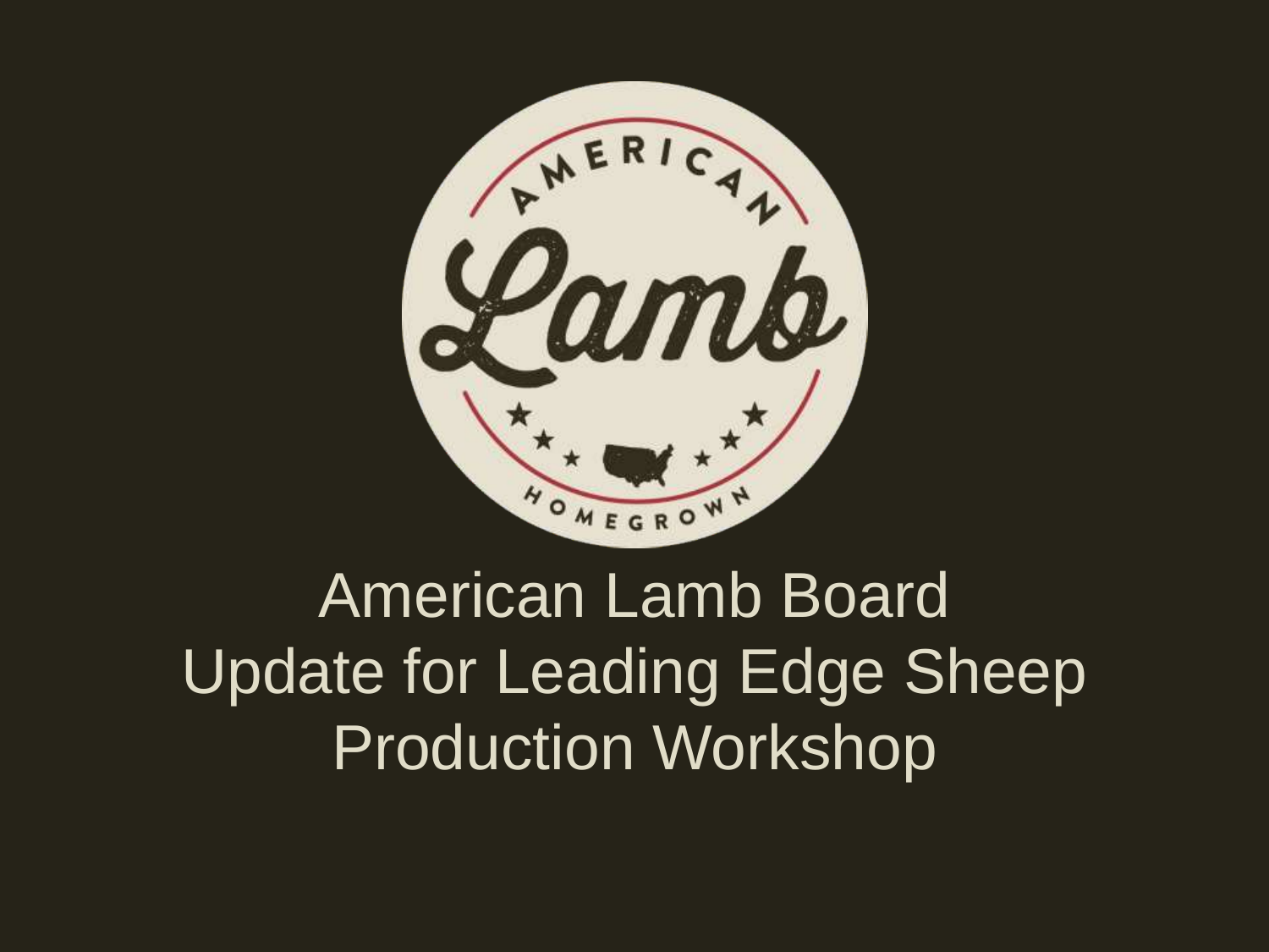# American Lamb Board Update for Leading Edge Sheep Production Workshop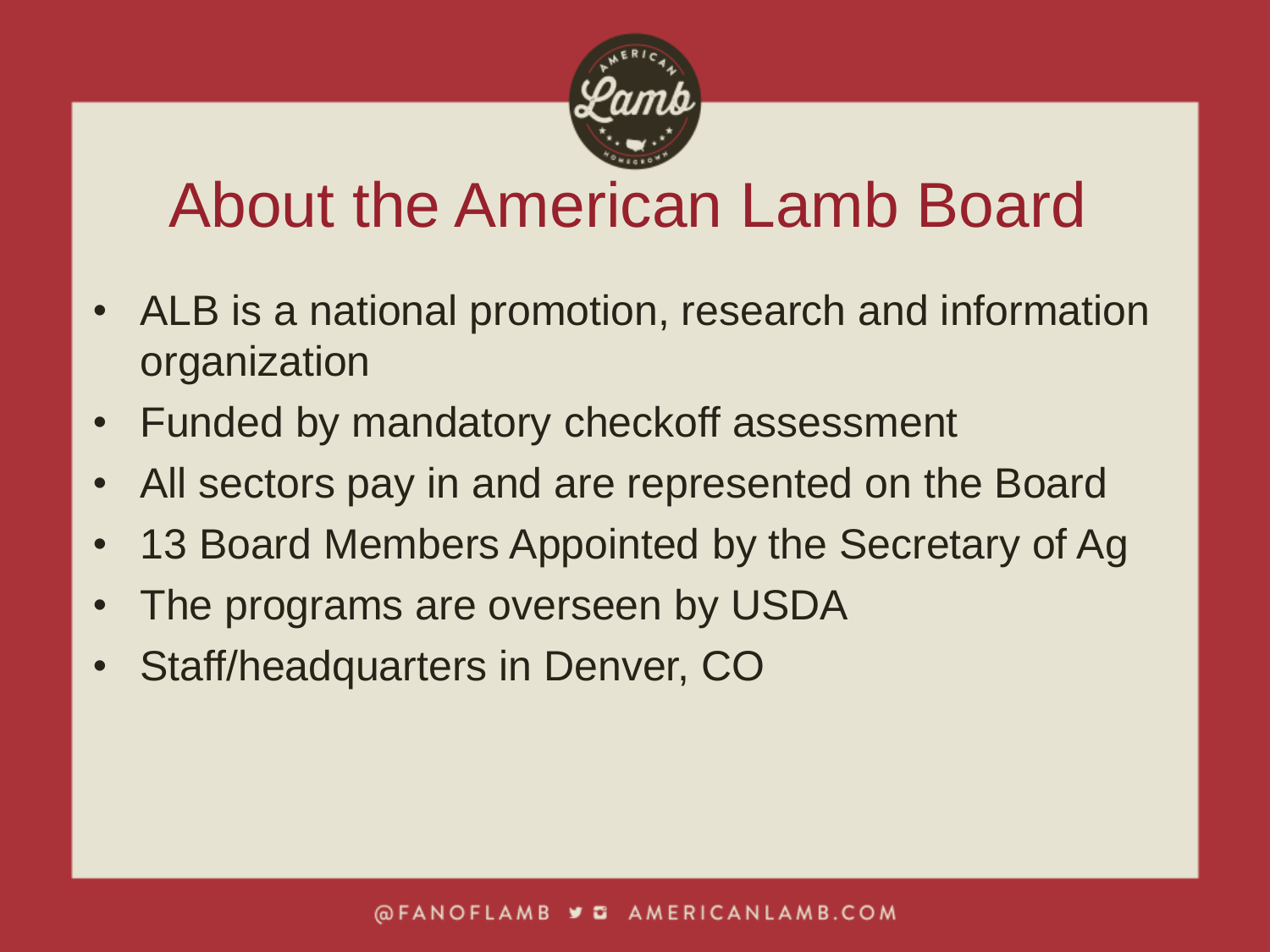# About the American Lamb Board

- ALB is a national promotion, research and information organization
- Funded by mandatory checkoff assessment
- All sectors pay in and are represented on the Board
- 13 Board Members Appointed by the Secretary of Ag
- The programs are overseen by USDA
- Staff/headquarters in Denver, CO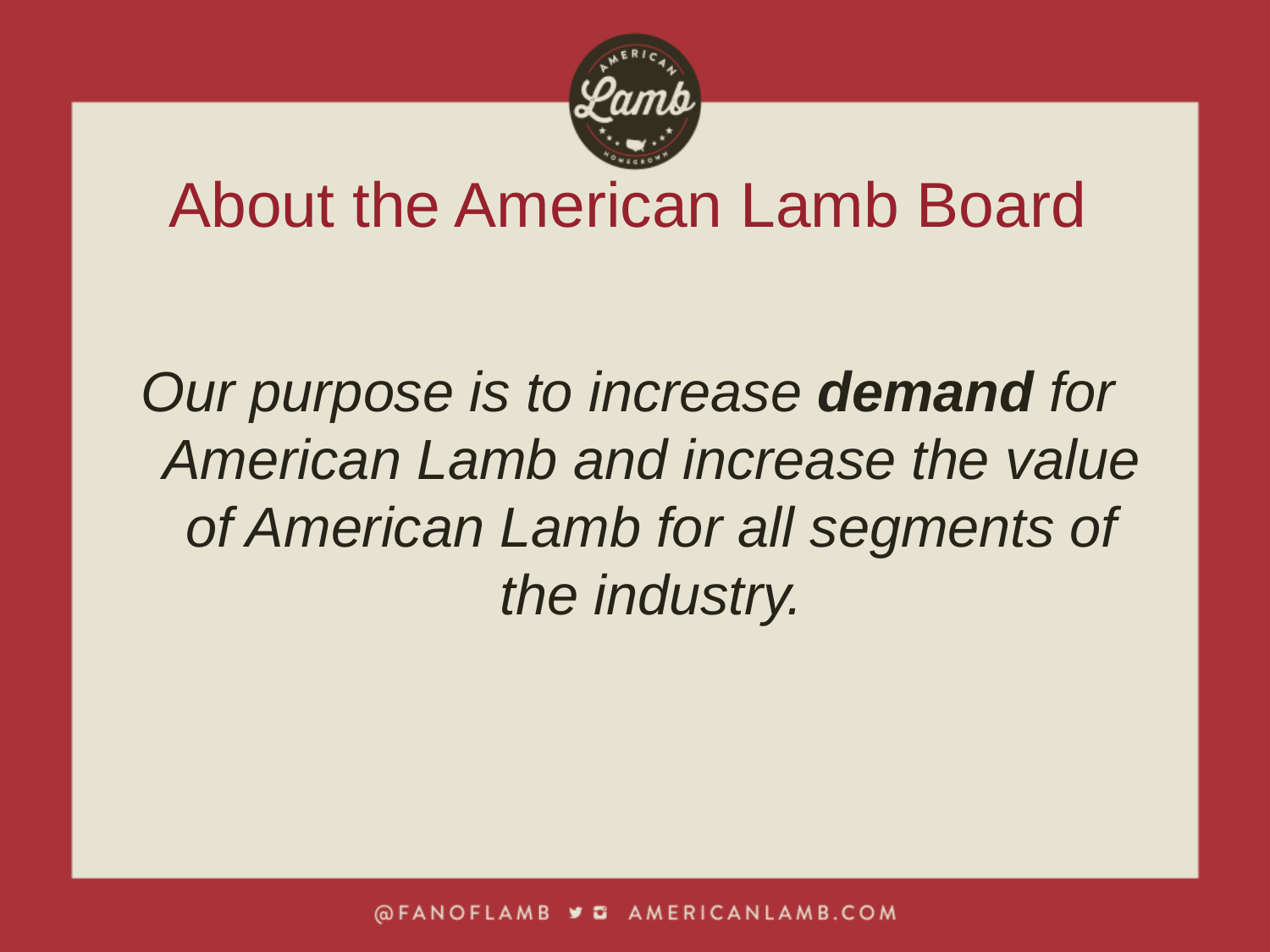# About the American Lamb Board

*Our purpose is to increase **demand** for American Lamb and increase the value of American Lamb for all segments of the industry.*

@FANOFLAMB AMERICANLAMB.COM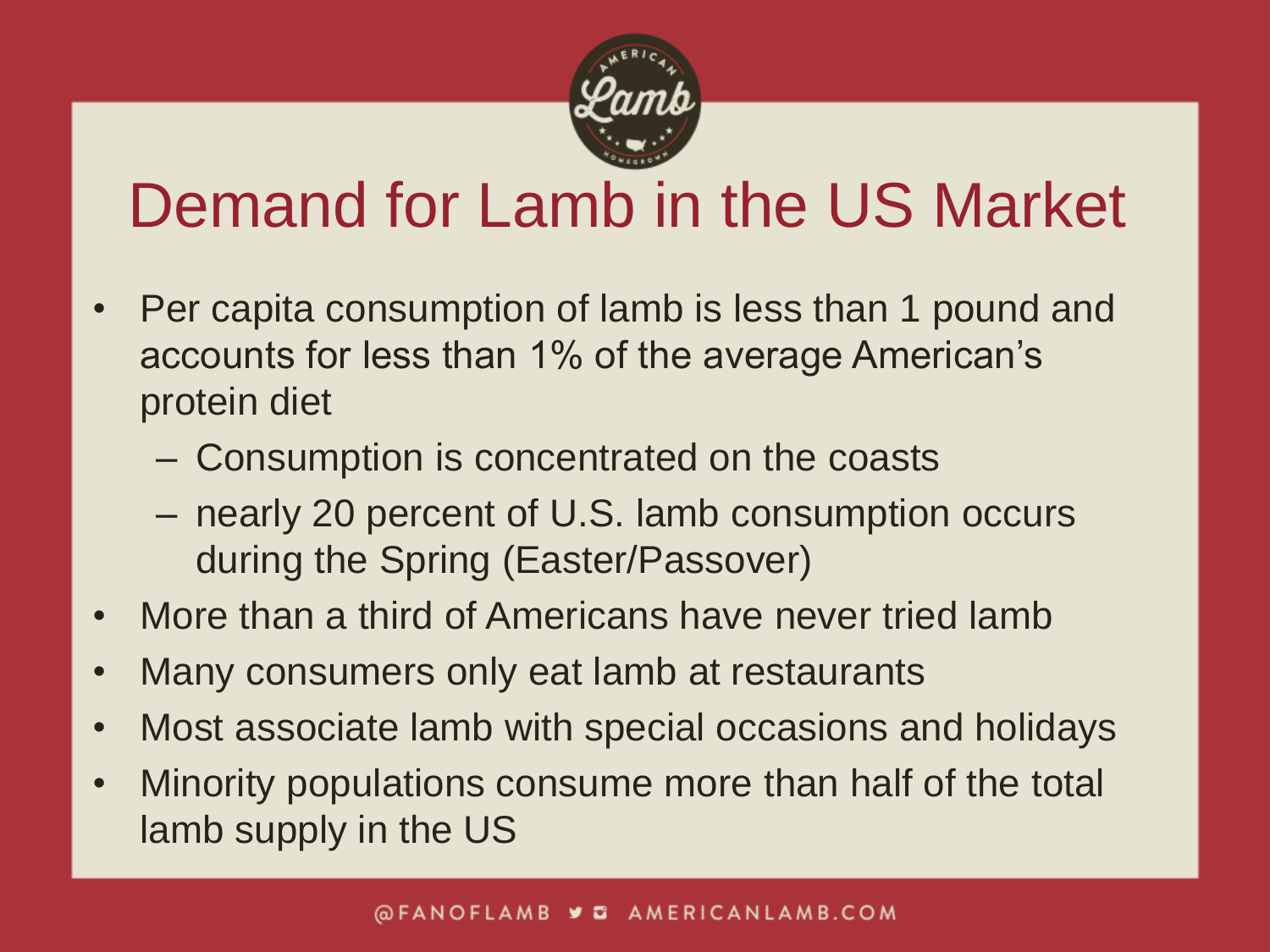# Demand for Lamb in the US Market

- Per capita consumption of lamb is less than 1 pound and accounts for less than 1% of the average American's protein diet
  - Consumption is concentrated on the coasts
  - nearly 20 percent of U.S. lamb consumption occurs during the Spring (Easter/Passover)
- More than a third of Americans have never tried lamb
- Many consumers only eat lamb at restaurants
- Most associate lamb with special occasions and holidays
- Minority populations consume more than half of the total lamb supply in the US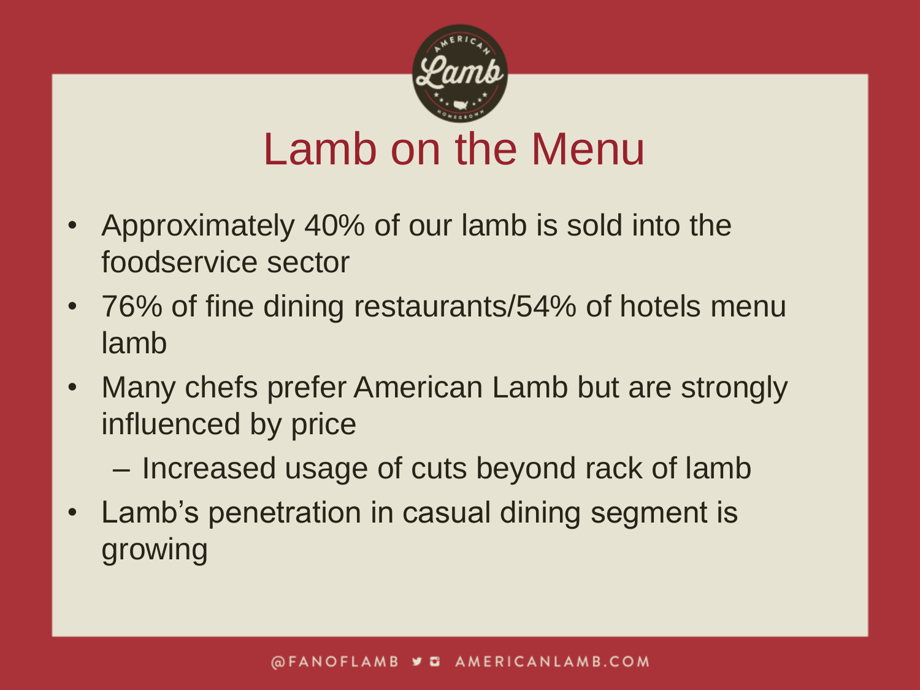# Lamb on the Menu

- Approximately 40% of our lamb is sold into the foodservice sector
- 76% of fine dining restaurants/54% of hotels menu lamb
- Many chefs prefer American Lamb but are strongly influenced by price
  - Increased usage of cuts beyond rack of lamb
- Lamb's penetration in casual dining segment is growing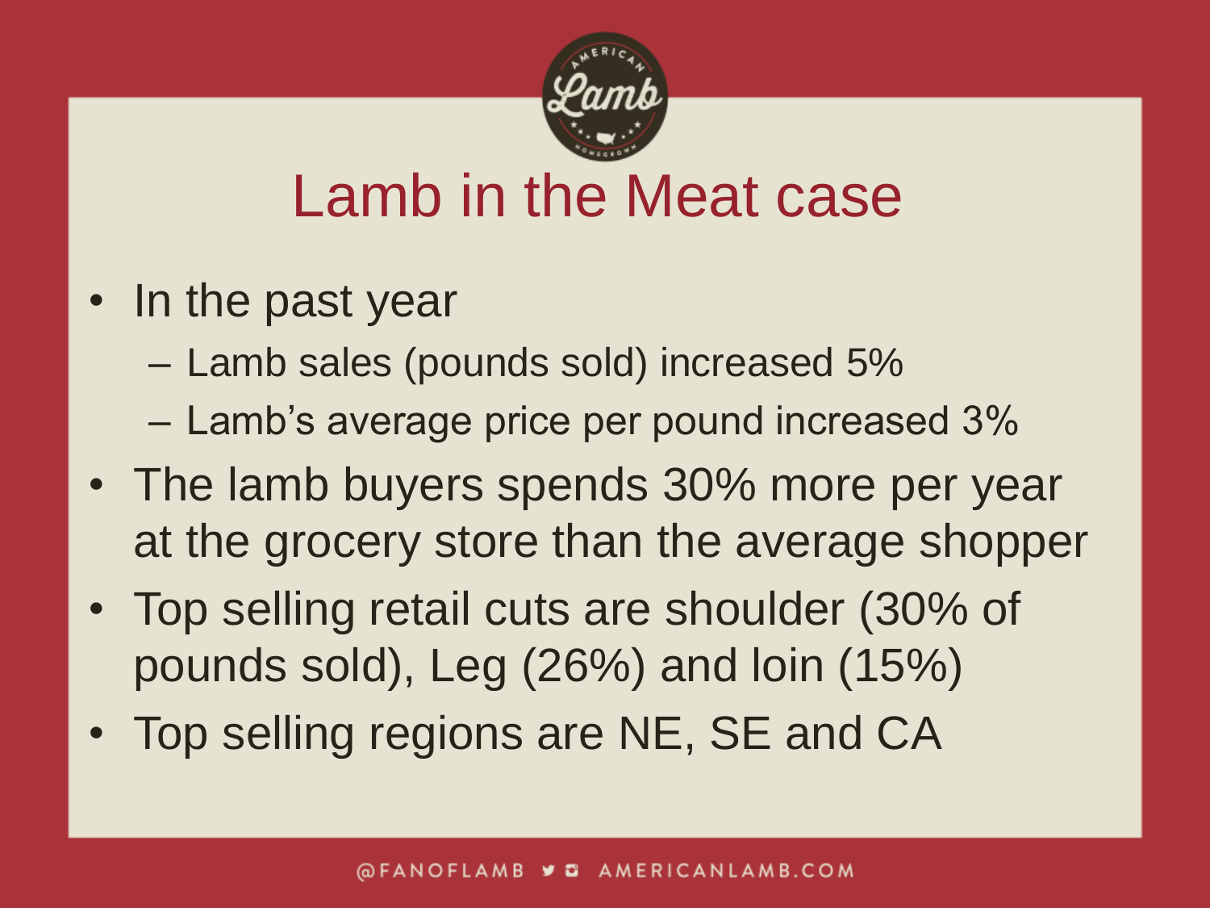# Lamb in the Meat case

- In the past year
  - Lamb sales (pounds sold) increased 5%
  - Lamb's average price per pound increased 3%
- The lamb buyers spends 30% more per year at the grocery store than the average shopper
- Top selling retail cuts are shoulder (30% of pounds sold), Leg (26%) and loin (15%)
- Top selling regions are NE, SE and CA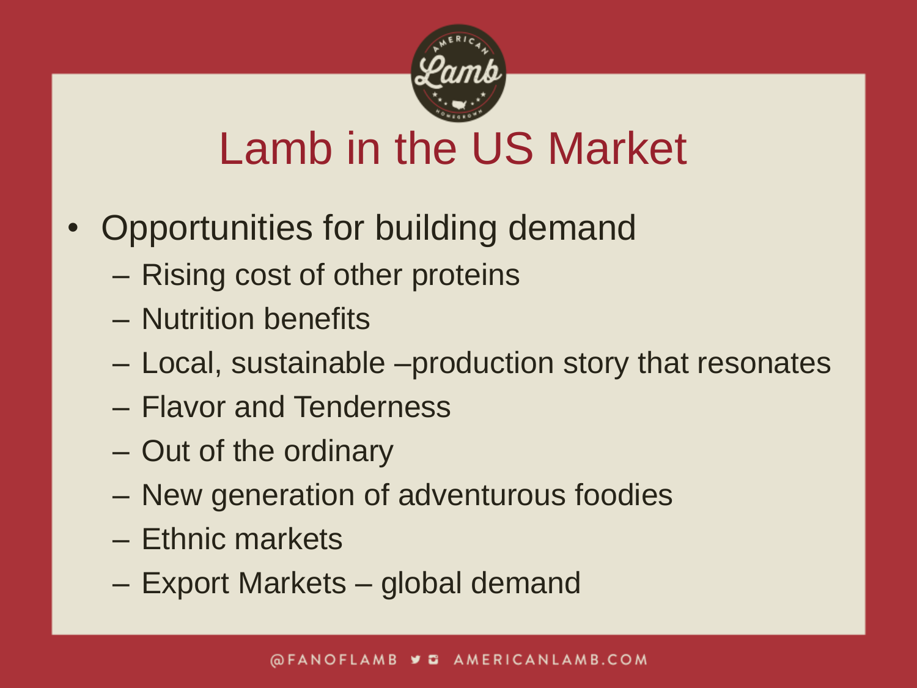# Lamb in the US Market

- Opportunities for building demand
  - Rising cost of other proteins
  - Nutrition benefits
  - Local, sustainable –production story that resonates
  - Flavor and Tenderness
  - Out of the ordinary
  - New generation of adventurous foodies
  - Ethnic markets
  - Export Markets – global demand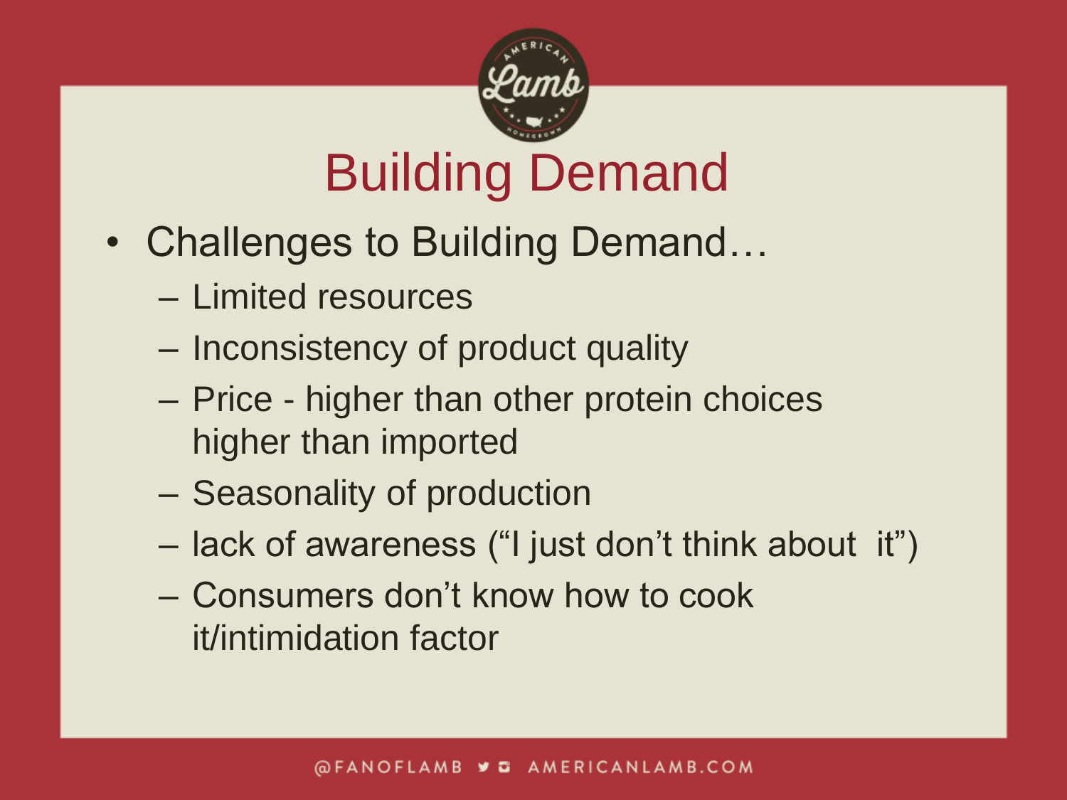# Building Demand

- Challenges to Building Demand…
  - Limited resources
  - Inconsistency of product quality
  - Price - higher than other protein choices higher than imported
  - Seasonality of production
  - lack of awareness ("I just don't think about it")
  - Consumers don't know how to cook it/intimidation factor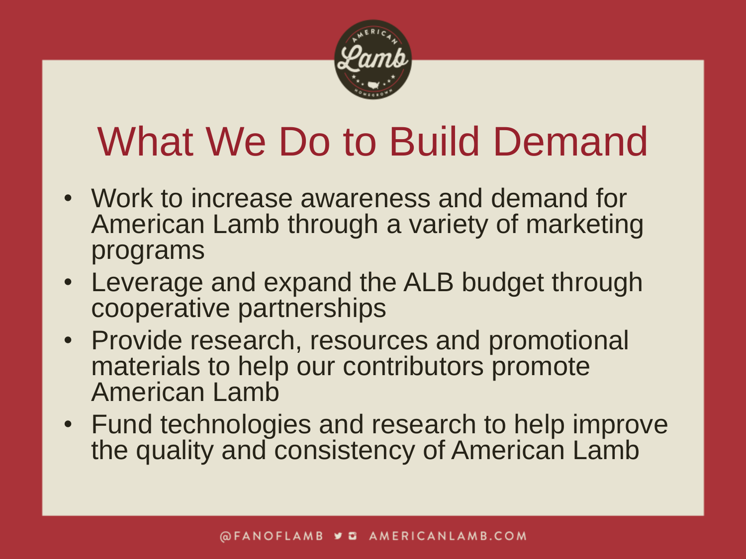# What We Do to Build Demand

- Work to increase awareness and demand for American Lamb through a variety of marketing programs
- Leverage and expand the ALB budget through cooperative partnerships
- Provide research, resources and promotional materials to help our contributors promote American Lamb
- Fund technologies and research to help improve the quality and consistency of American Lamb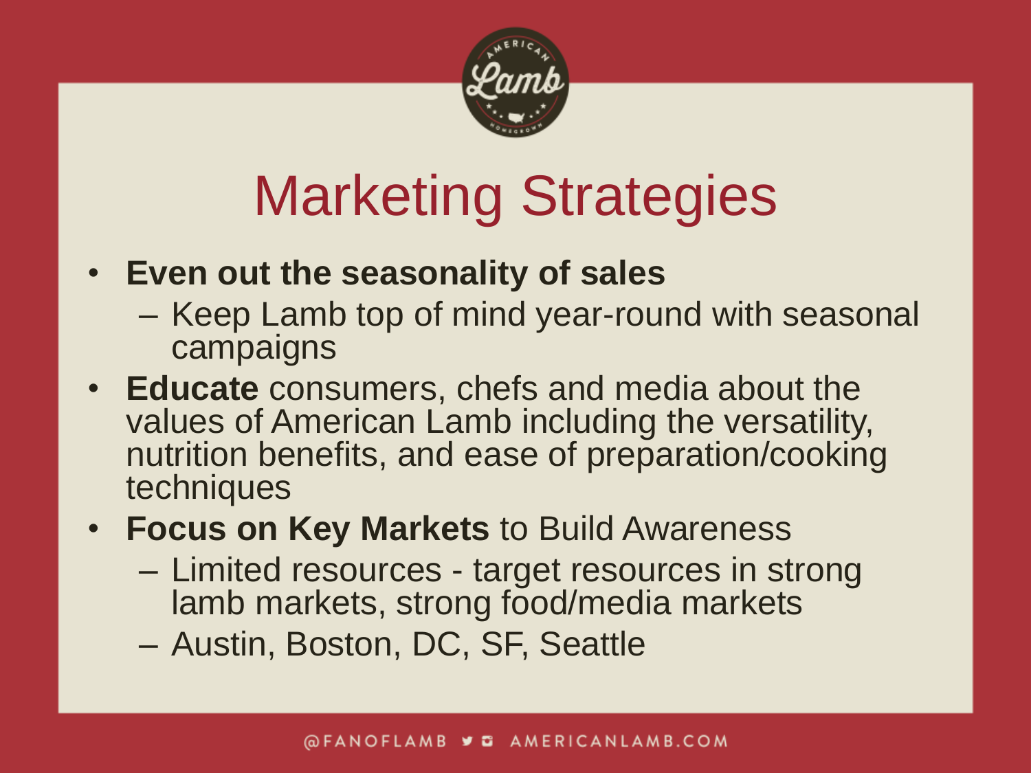# Marketing Strategies

- **Even out the seasonality of sales**
  - Keep Lamb top of mind year-round with seasonal campaigns
- **Educate** consumers, chefs and media about the values of American Lamb including the versatility, nutrition benefits, and ease of preparation/cooking techniques
- **Focus on Key Markets** to Build Awareness
  - Limited resources - target resources in strong lamb markets, strong food/media markets
  - Austin, Boston, DC, SF, Seattle

@FANOFLAMB AMERICANLAMB.COM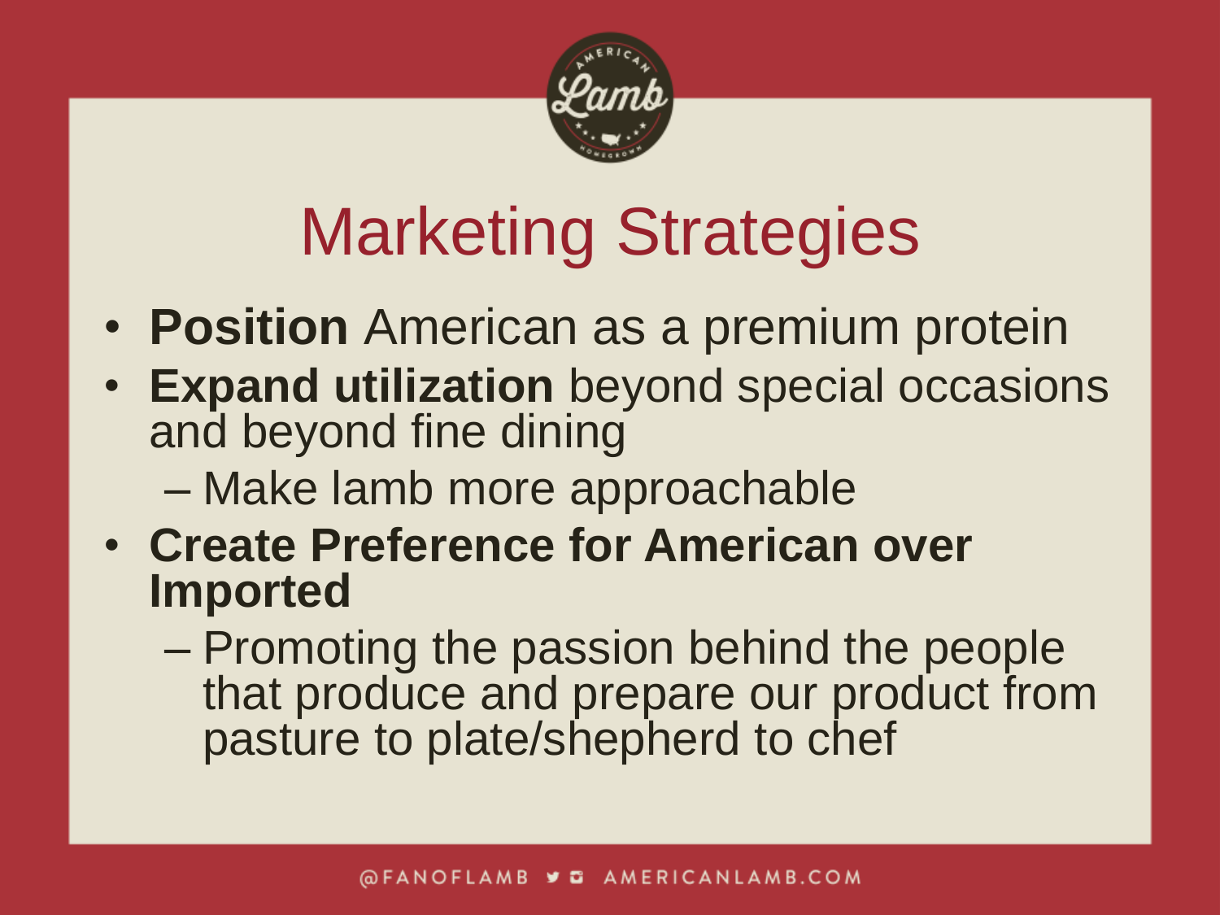# Marketing Strategies

- **Position** American as a premium protein
- **Expand utilization** beyond special occasions and beyond fine dining
  - Make lamb more approachable
- **Create Preference for American over Imported**
  - Promoting the passion behind the people that produce and prepare our product from pasture to plate/shepherd to chef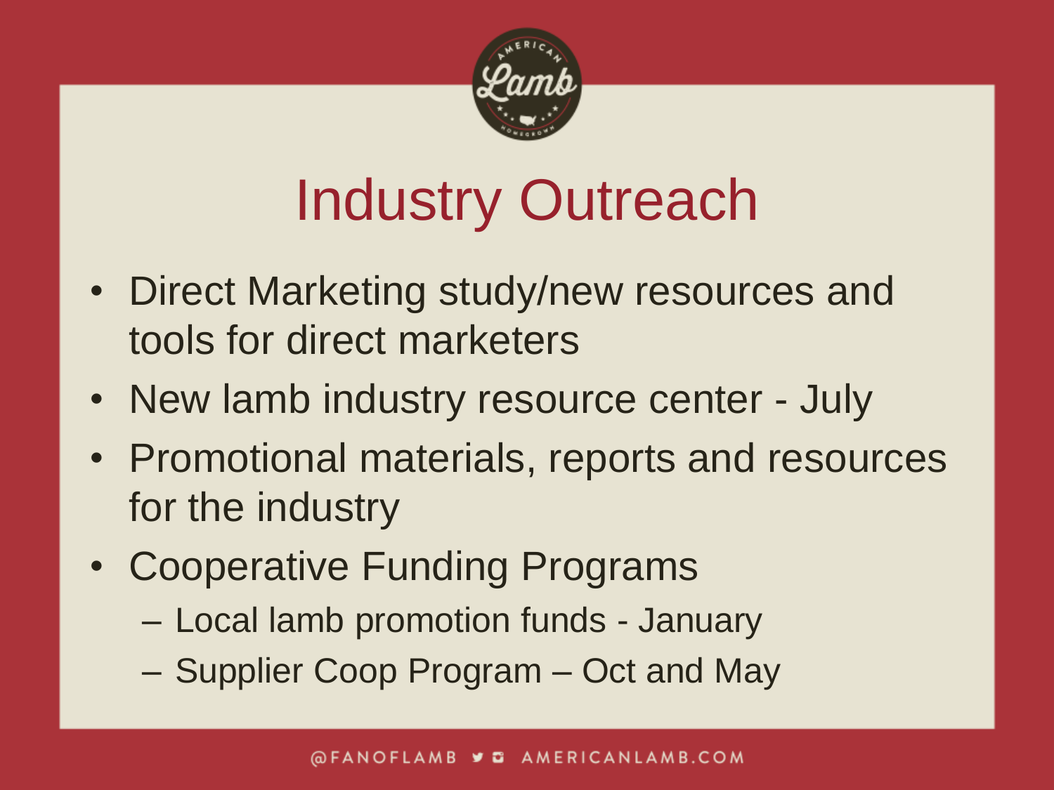# Industry Outreach

- Direct Marketing study/new resources and tools for direct marketers
- New lamb industry resource center - July
- Promotional materials, reports and resources for the industry
- Cooperative Funding Programs
  - Local lamb promotion funds - January
  - Supplier Coop Program – Oct and May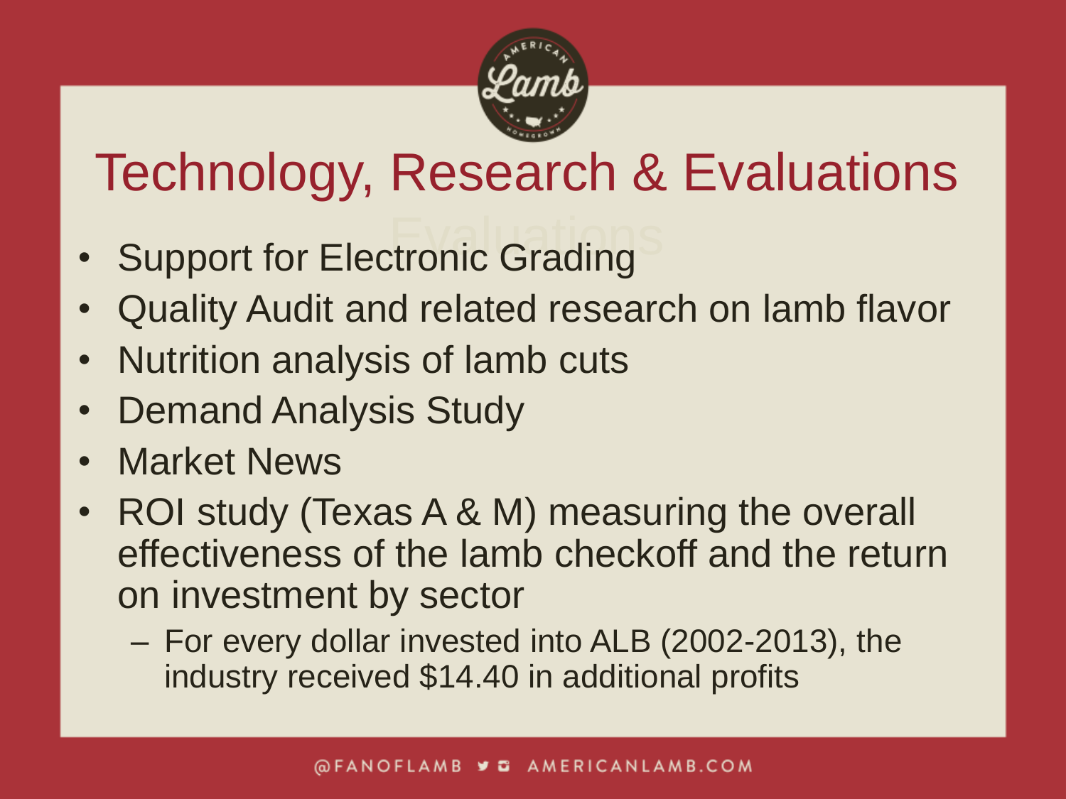# Technology, Research & Evaluations

- Support for Electronic Grading
- Quality Audit and related research on lamb flavor
- Nutrition analysis of lamb cuts
- Demand Analysis Study
- Market News
- ROI study (Texas A & M) measuring the overall effectiveness of the lamb checkoff and the return on investment by sector
  - For every dollar invested into ALB (2002-2013), the industry received $14.40 in additional profits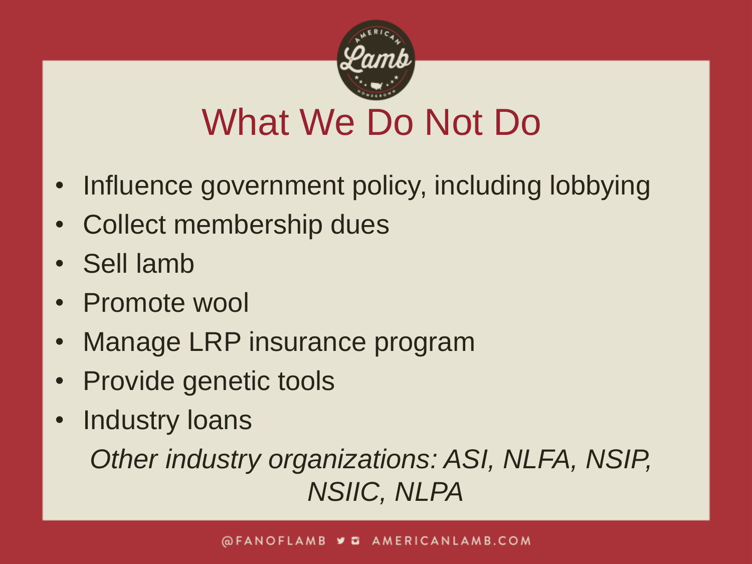# What We Do Not Do

- Influence government policy, including lobbying
- Collect membership dues
- Sell lamb
- Promote wool
- Manage LRP insurance program
- Provide genetic tools
- Industry loans

*Other industry organizations: ASI, NLFA, NSIP, NSIIC, NLPA*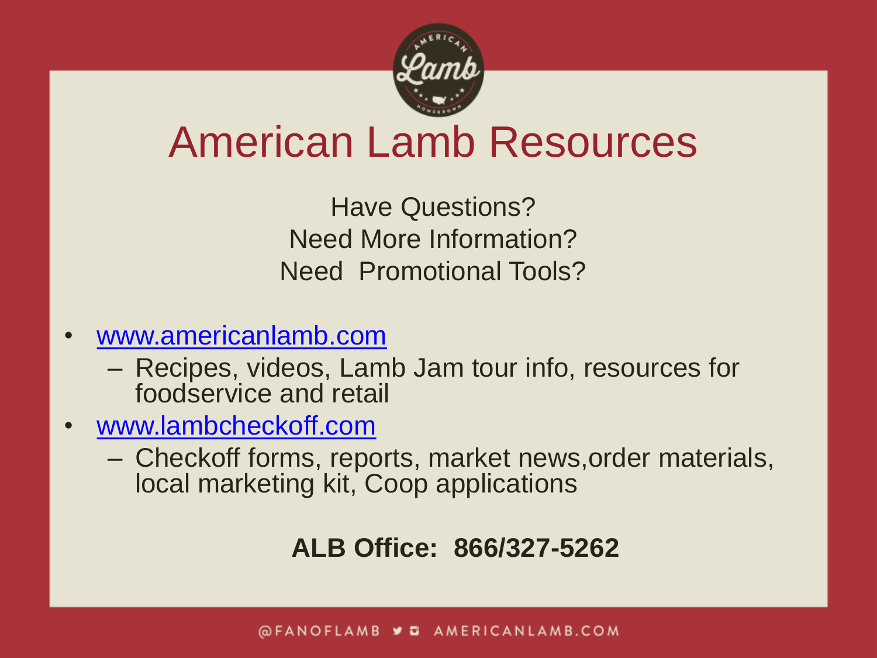# American Lamb Resources

Have Questions?
Need More Information?
Need Promotional Tools?

- www.americanlamb.com
  - Recipes, videos, Lamb Jam tour info, resources for foodservice and retail
- www.lambcheckoff.com
  - Checkoff forms, reports, market news,order materials, local marketing kit, Coop applications

**ALB Office: 866/327-5262**